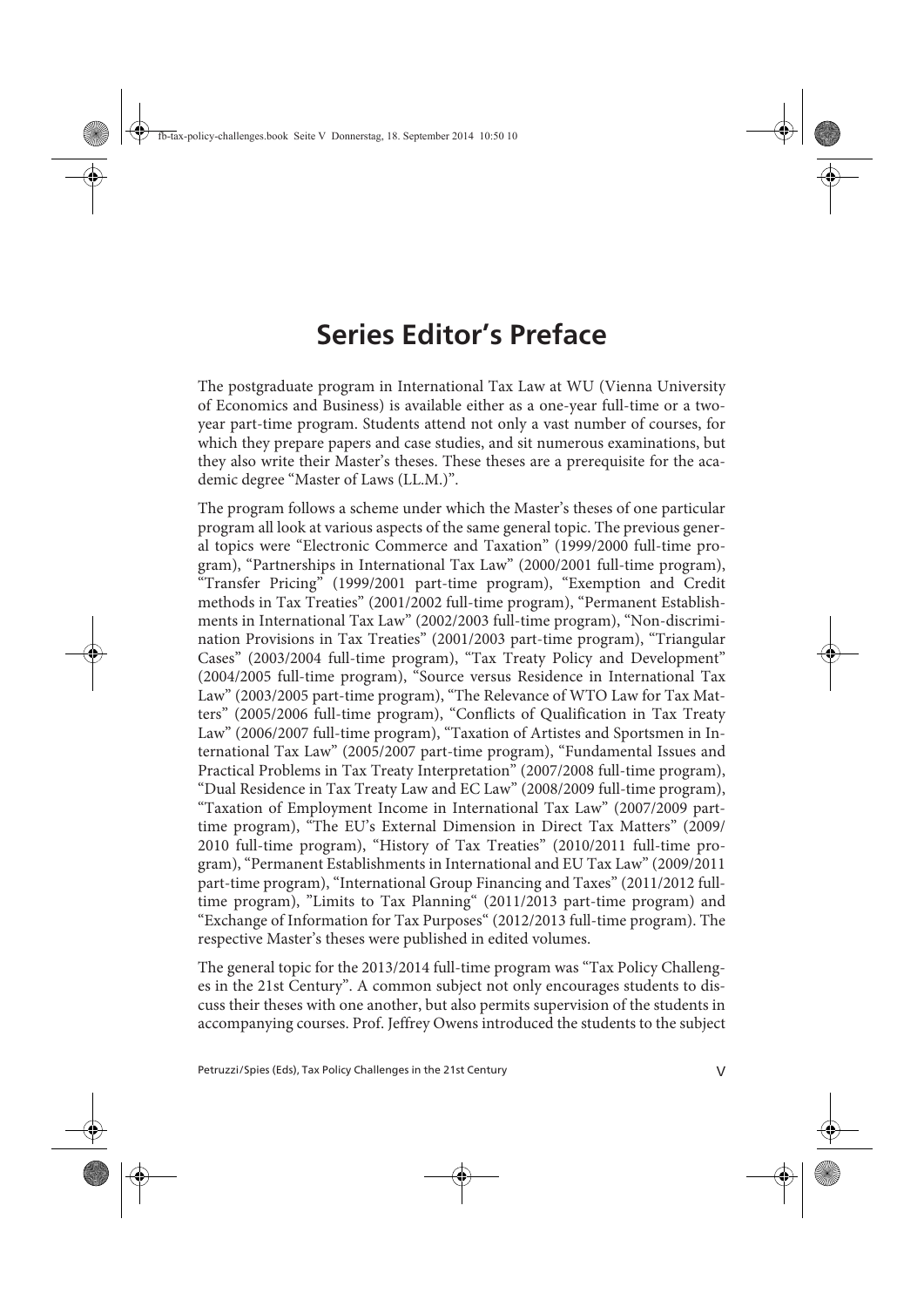# Series Editor's Preface

The postgraduate program in International Tax Law at WU (Vienna University of Economics and Business) is available either as a one-year full-time or a two-year part-time program. Students attend not only a vast number of courses, for which they prepare papers and case studies, and sit numerous examinations, but they also write their Master's theses. These theses are a prerequisite for the academic degree "Master of Laws (LL.M.)".

The program follows a scheme under which the Master's theses of one particular program all look at various aspects of the same general topic. The previous general topics were "Electronic Commerce and Taxation" (1999/2000 full-time program), "Partnerships in International Tax Law" (2000/2001 full-time program), "Transfer Pricing" (1999/2001 part-time program), "Exemption and Credit methods in Tax Treaties" (2001/2002 full-time program), "Permanent Establishments in International Tax Law" (2002/2003 full-time program), "Non-discrimination Provisions in Tax Treaties" (2001/2003 part-time program), "Triangular Cases" (2003/2004 full-time program), "Tax Treaty Policy and Development" (2004/2005 full-time program), "Source versus Residence in International Tax Law" (2003/2005 part-time program), "The Relevance of WTO Law for Tax Matters" (2005/2006 full-time program), "Conflicts of Qualification in Tax Treaty Law" (2006/2007 full-time program), "Taxation of Artistes and Sportsmen in International Tax Law" (2005/2007 part-time program), "Fundamental Issues and Practical Problems in Tax Treaty Interpretation" (2007/2008 full-time program), "Dual Residence in Tax Treaty Law and EC Law" (2008/2009 full-time program), "Taxation of Employment Income in International Tax Law" (2007/2009 part-time program), "The EU's External Dimension in Direct Tax Matters" (2009/2010 full-time program), "History of Tax Treaties" (2010/2011 full-time program), "Permanent Establishments in International and EU Tax Law" (2009/2011 part-time program), "International Group Financing and Taxes" (2011/2012 full-time program), "Limits to Tax Planning" (2011/2013 part-time program) and "Exchange of Information for Tax Purposes" (2012/2013 full-time program). The respective Master's theses were published in edited volumes.

The general topic for the 2013/2014 full-time program was "Tax Policy Challenges in the 21st Century". A common subject not only encourages students to discuss their theses with one another, but also permits supervision of the students in accompanying courses. Prof. Jeffrey Owens introduced the students to the subject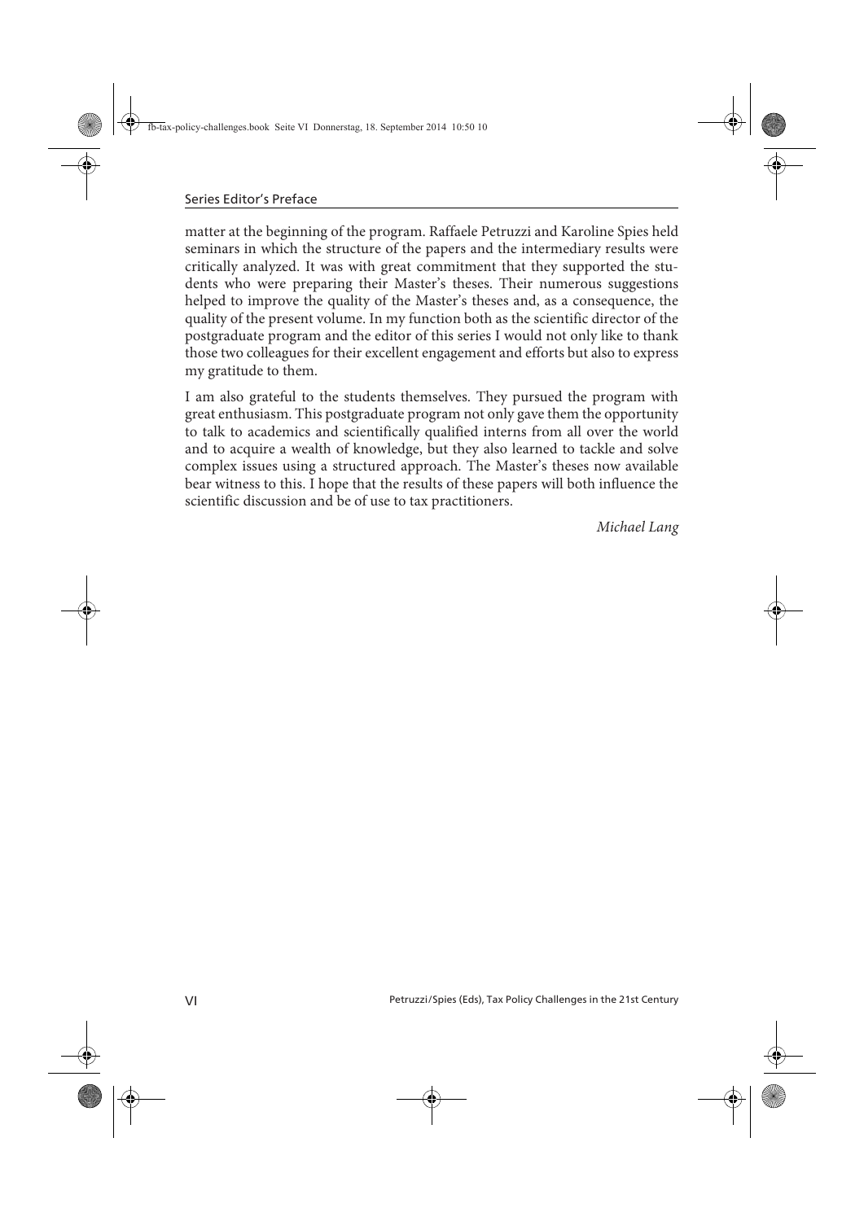matter at the beginning of the program. Raffaele Petruzzi and Karoline Spies held seminars in which the structure of the papers and the intermediary results were critically analyzed. It was with great commitment that they supported the students who were preparing their Master's theses. Their numerous suggestions helped to improve the quality of the Master's theses and, as a consequence, the quality of the present volume. In my function both as the scientific director of the postgraduate program and the editor of this series I would not only like to thank those two colleagues for their excellent engagement and efforts but also to express my gratitude to them.

I am also grateful to the students themselves. They pursued the program with great enthusiasm. This postgraduate program not only gave them the opportunity to talk to academics and scientifically qualified interns from all over the world and to acquire a wealth of knowledge, but they also learned to tackle and solve complex issues using a structured approach. The Master's theses now available bear witness to this. I hope that the results of these papers will both influence the scientific discussion and be of use to tax practitioners.

*Michael Lang*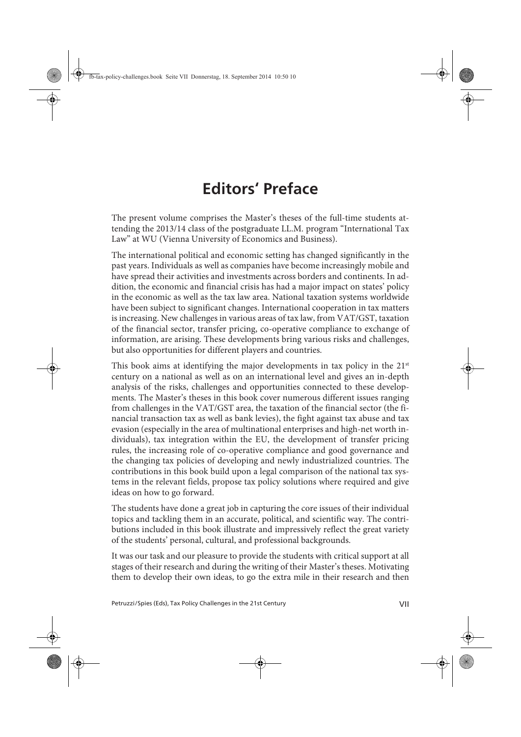# Editors' Preface

The present volume comprises the Master's theses of the full-time students attending the 2013/14 class of the postgraduate LL.M. program "International Tax Law" at WU (Vienna University of Economics and Business).

The international political and economic setting has changed significantly in the past years. Individuals as well as companies have become increasingly mobile and have spread their activities and investments across borders and continents. In addition, the economic and financial crisis has had a major impact on states' policy in the economic as well as the tax law area. National taxation systems worldwide have been subject to significant changes. International cooperation in tax matters is increasing. New challenges in various areas of tax law, from VAT/GST, taxation of the financial sector, transfer pricing, co-operative compliance to exchange of information, are arising. These developments bring various risks and challenges, but also opportunities for different players and countries.

This book aims at identifying the major developments in tax policy in the 21st century on a national as well as on an international level and gives an in-depth analysis of the risks, challenges and opportunities connected to these developments. The Master's theses in this book cover numerous different issues ranging from challenges in the VAT/GST area, the taxation of the financial sector (the financial transaction tax as well as bank levies), the fight against tax abuse and tax evasion (especially in the area of multinational enterprises and high-net worth individuals), tax integration within the EU, the development of transfer pricing rules, the increasing role of co-operative compliance and good governance and the changing tax policies of developing and newly industrialized countries. The contributions in this book build upon a legal comparison of the national tax systems in the relevant fields, propose tax policy solutions where required and give ideas on how to go forward.

The students have done a great job in capturing the core issues of their individual topics and tackling them in an accurate, political, and scientific way. The contributions included in this book illustrate and impressively reflect the great variety of the students' personal, cultural, and professional backgrounds.

It was our task and our pleasure to provide the students with critical support at all stages of their research and during the writing of their Master's theses. Motivating them to develop their own ideas, to go the extra mile in their research and then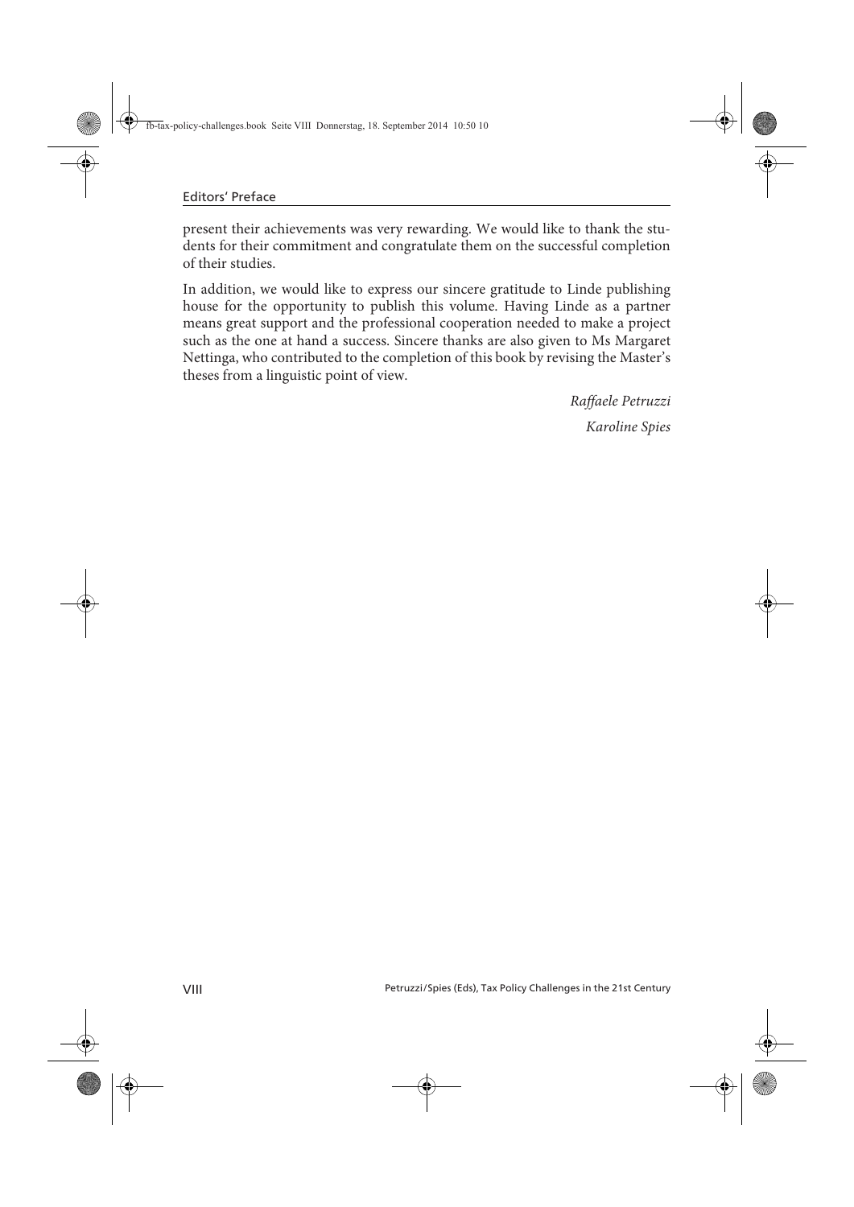present their achievements was very rewarding. We would like to thank the students for their commitment and congratulate them on the successful completion of their studies.

In addition, we would like to express our sincere gratitude to Linde publishing house for the opportunity to publish this volume. Having Linde as a partner means great support and the professional cooperation needed to make a project such as the one at hand a success. Sincere thanks are also given to Ms Margaret Nettinga, who contributed to the completion of this book by revising the Master's theses from a linguistic point of view.

*Raffaele Petruzzi*

*Karoline Spies*